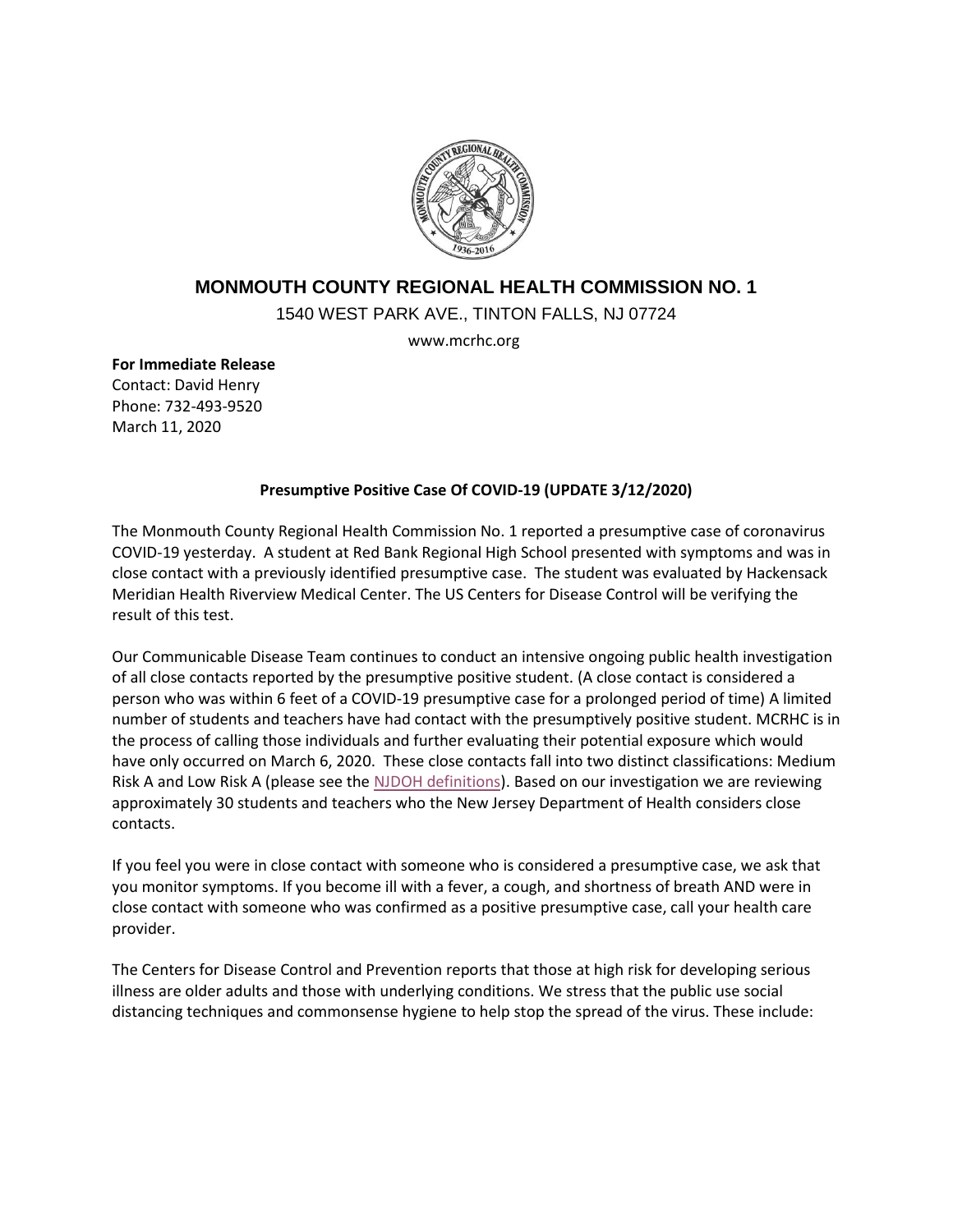# MONMOUTH COUNTY REGIONAL HEALTH COMMISSION NO. 1

1540 WEST PARK AVE., TINTON FALLS, NJ 07724

www.mcrhc.org

**For Immediate Release**
Contact: David Henry
Phone: 732-493-9520
March 11, 2020

**Presumptive Positive Case Of COVID-19 (UPDATE 3/12/2020)**

The Monmouth County Regional Health Commission No. 1 reported a presumptive case of coronavirus COVID-19 yesterday. A student at Red Bank Regional High School presented with symptoms and was in close contact with a previously identified presumptive case. The student was evaluated by Hackensack Meridian Health Riverview Medical Center. The US Centers for Disease Control will be verifying the result of this test.

Our Communicable Disease Team continues to conduct an intensive ongoing public health investigation of all close contacts reported by the presumptive positive student. (A close contact is considered a person who was within 6 feet of a COVID-19 presumptive case for a prolonged period of time) A limited number of students and teachers have had contact with the presumptively positive student. MCRHC is in the process of calling those individuals and further evaluating their potential exposure which would have only occurred on March 6, 2020. These close contacts fall into two distinct classifications: Medium Risk A and Low Risk A (please see the NJDOH definitions). Based on our investigation we are reviewing approximately 30 students and teachers who the New Jersey Department of Health considers close contacts.

If you feel you were in close contact with someone who is considered a presumptive case, we ask that you monitor symptoms. If you become ill with a fever, a cough, and shortness of breath AND were in close contact with someone who was confirmed as a positive presumptive case, call your health care provider.

The Centers for Disease Control and Prevention reports that those at high risk for developing serious illness are older adults and those with underlying conditions. We stress that the public use social distancing techniques and commonsense hygiene to help stop the spread of the virus. These include: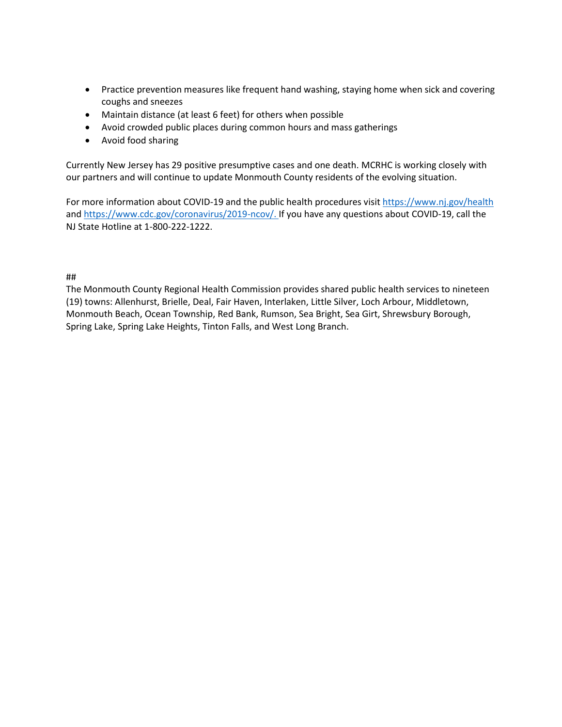- Practice prevention measures like frequent hand washing, staying home when sick and covering coughs and sneezes
- Maintain distance (at least 6 feet) for others when possible
- Avoid crowded public places during common hours and mass gatherings
- Avoid food sharing

Currently New Jersey has 29 positive presumptive cases and one death. MCRHC is working closely with our partners and will continue to update Monmouth County residents of the evolving situation.

For more information about COVID-19 and the public health procedures visit [https://www.nj.gov/health](https://www.nj.gov/health) and [https://www.cdc.gov/coronavirus/2019-ncov/.](https://www.cdc.gov/coronavirus/2019-ncov/) If you have any questions about COVID-19, call the NJ State Hotline at 1-800-222-1222.

##

The Monmouth County Regional Health Commission provides shared public health services to nineteen (19) towns: Allenhurst, Brielle, Deal, Fair Haven, Interlaken, Little Silver, Loch Arbour, Middletown, Monmouth Beach, Ocean Township, Red Bank, Rumson, Sea Bright, Sea Girt, Shrewsbury Borough, Spring Lake, Spring Lake Heights, Tinton Falls, and West Long Branch.